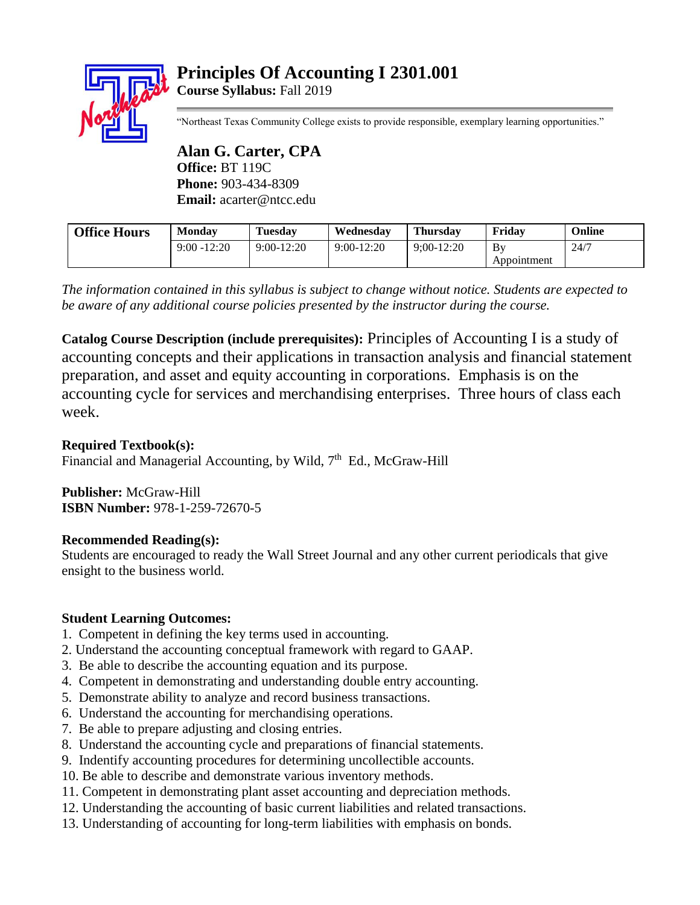# Principles Of Accounting I 2301.001

**Course Syllabus:** Fall 2019

"Northeast Texas Community College exists to provide responsible, exemplary learning opportunities."

## Alan G. Carter, CPA

**Office:** BT 119C
**Phone:** 903-434-8309
**Email:** acarter@ntcc.edu

| Office Hours | Monday | Tuesday | Wednesday | Thursday | Friday | Online |
|---|---|---|---|---|---|---|
| | 9:00 -12:20 | 9:00-12:20 | 9:00-12:20 | 9;00-12:20 | By Appointment | 24/7 |

*The information contained in this syllabus is subject to change without notice. Students are expected to be aware of any additional course policies presented by the instructor during the course.*

**Catalog Course Description (include prerequisites):** Principles of Accounting I is a study of accounting concepts and their applications in transaction analysis and financial statement preparation, and asset and equity accounting in corporations. Emphasis is on the accounting cycle for services and merchandising enterprises. Three hours of class each week.

**Required Textbook(s):**
Financial and Managerial Accounting, by Wild, 7th Ed., McGraw-Hill

**Publisher:** McGraw-Hill
**ISBN Number:** 978-1-259-72670-5

**Recommended Reading(s):**
Students are encouraged to ready the Wall Street Journal and any other current periodicals that give ensight to the business world.

**Student Learning Outcomes:**

1. Competent in defining the key terms used in accounting.
2. Understand the accounting conceptual framework with regard to GAAP.
3. Be able to describe the accounting equation and its purpose.
4. Competent in demonstrating and understanding double entry accounting.
5. Demonstrate ability to analyze and record business transactions.
6. Understand the accounting for merchandising operations.
7. Be able to prepare adjusting and closing entries.
8. Understand the accounting cycle and preparations of financial statements.
9. Indentify accounting procedures for determining uncollectible accounts.
10. Be able to describe and demonstrate various inventory methods.
11. Competent in demonstrating plant asset accounting and depreciation methods.
12. Understanding the accounting of basic current liabilities and related transactions.
13. Understanding of accounting for long-term liabilities with emphasis on bonds.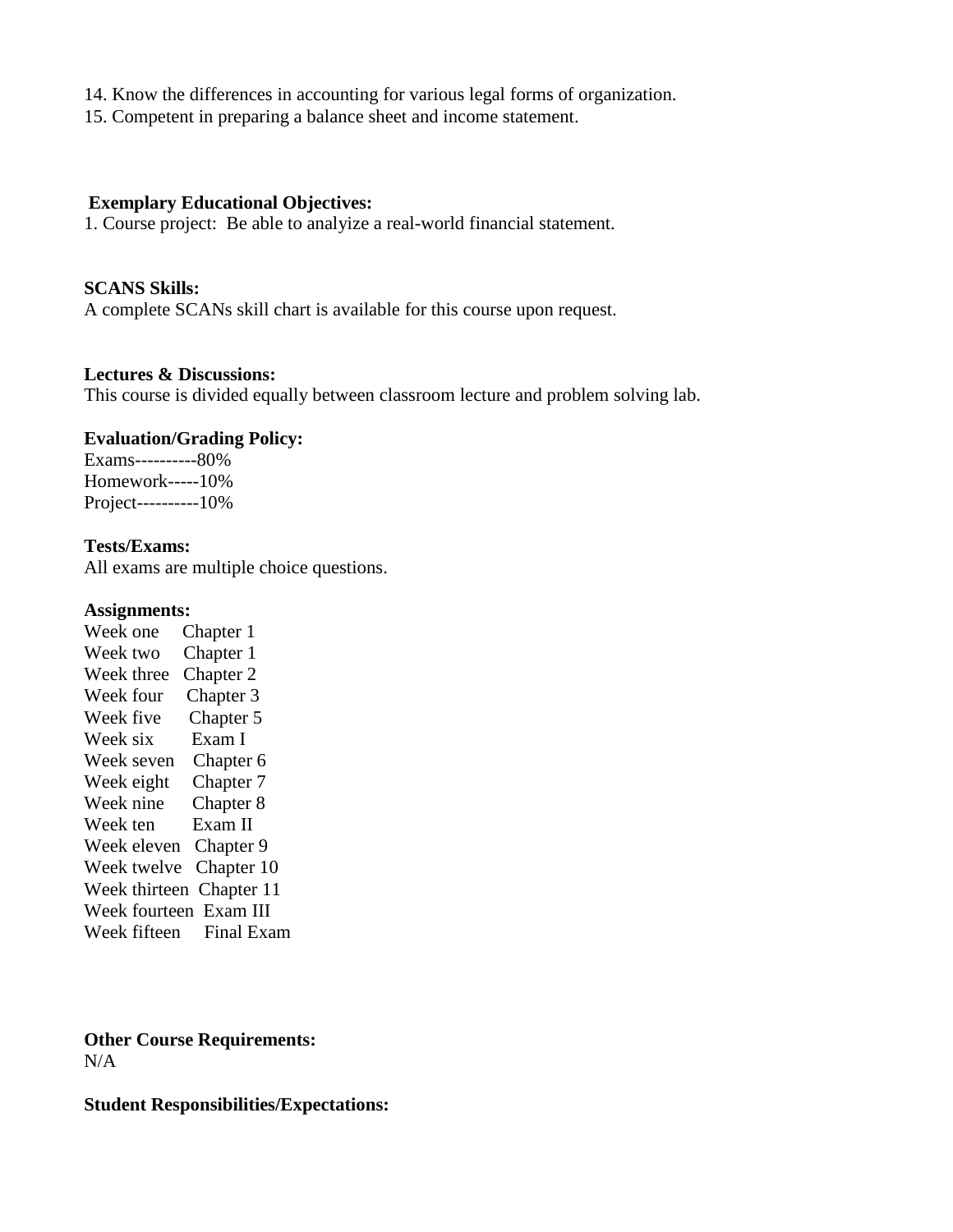14. Know the differences in accounting for various legal forms of organization.
15. Competent in preparing a balance sheet and income statement.

**Exemplary Educational Objectives:**
1. Course project: Be able to analyize a real-world financial statement.

**SCANS Skills:**
A complete SCANs skill chart is available for this course upon request.

**Lectures & Discussions:**
This course is divided equally between classroom lecture and problem solving lab.

**Evaluation/Grading Policy:**
Exams----------80%
Homework-----10%
Project----------10%

**Tests/Exams:**
All exams are multiple choice questions.

**Assignments:**
Week one Chapter 1
Week two Chapter 1
Week three Chapter 2
Week four Chapter 3
Week five Chapter 5
Week six Exam I
Week seven Chapter 6
Week eight Chapter 7
Week nine Chapter 8
Week ten Exam II
Week eleven Chapter 9
Week twelve Chapter 10
Week thirteen Chapter 11
Week fourteen Exam III
Week fifteen Final Exam

**Other Course Requirements:**
N/A

**Student Responsibilities/Expectations:**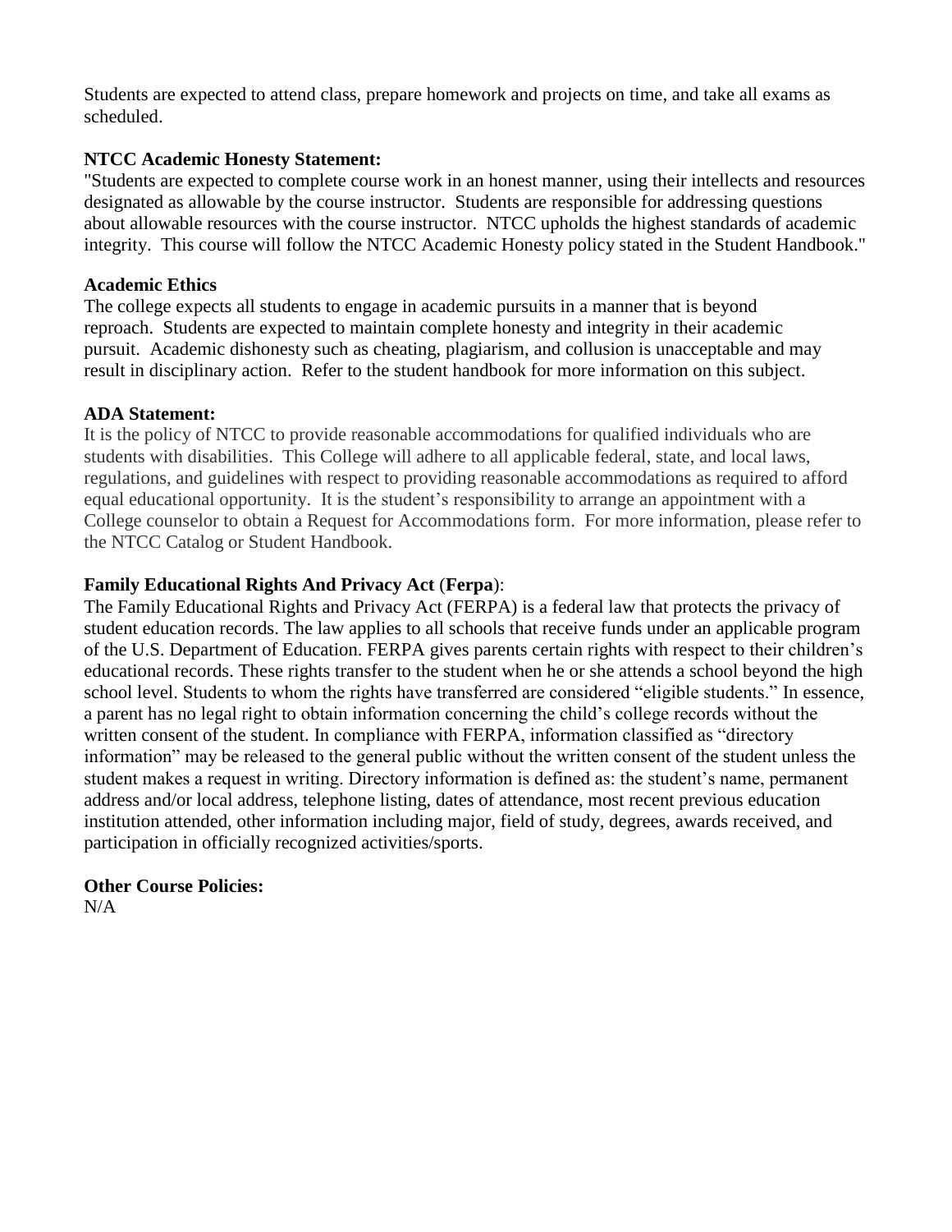Students are expected to attend class, prepare homework and projects on time, and take all exams as scheduled.

**NTCC Academic Honesty Statement:**

"Students are expected to complete course work in an honest manner, using their intellects and resources designated as allowable by the course instructor. Students are responsible for addressing questions about allowable resources with the course instructor. NTCC upholds the highest standards of academic integrity. This course will follow the NTCC Academic Honesty policy stated in the Student Handbook."

**Academic Ethics**

The college expects all students to engage in academic pursuits in a manner that is beyond reproach. Students are expected to maintain complete honesty and integrity in their academic pursuit. Academic dishonesty such as cheating, plagiarism, and collusion is unacceptable and may result in disciplinary action. Refer to the student handbook for more information on this subject.

**ADA Statement:**

It is the policy of NTCC to provide reasonable accommodations for qualified individuals who are students with disabilities. This College will adhere to all applicable federal, state, and local laws, regulations, and guidelines with respect to providing reasonable accommodations as required to afford equal educational opportunity. It is the student's responsibility to arrange an appointment with a College counselor to obtain a Request for Accommodations form. For more information, please refer to the NTCC Catalog or Student Handbook.

**Family Educational Rights And Privacy Act** (**Ferpa**):

The Family Educational Rights and Privacy Act (FERPA) is a federal law that protects the privacy of student education records. The law applies to all schools that receive funds under an applicable program of the U.S. Department of Education. FERPA gives parents certain rights with respect to their children's educational records. These rights transfer to the student when he or she attends a school beyond the high school level. Students to whom the rights have transferred are considered "eligible students." In essence, a parent has no legal right to obtain information concerning the child's college records without the written consent of the student. In compliance with FERPA, information classified as "directory information" may be released to the general public without the written consent of the student unless the student makes a request in writing. Directory information is defined as: the student's name, permanent address and/or local address, telephone listing, dates of attendance, most recent previous education institution attended, other information including major, field of study, degrees, awards received, and participation in officially recognized activities/sports.

**Other Course Policies:**

N/A